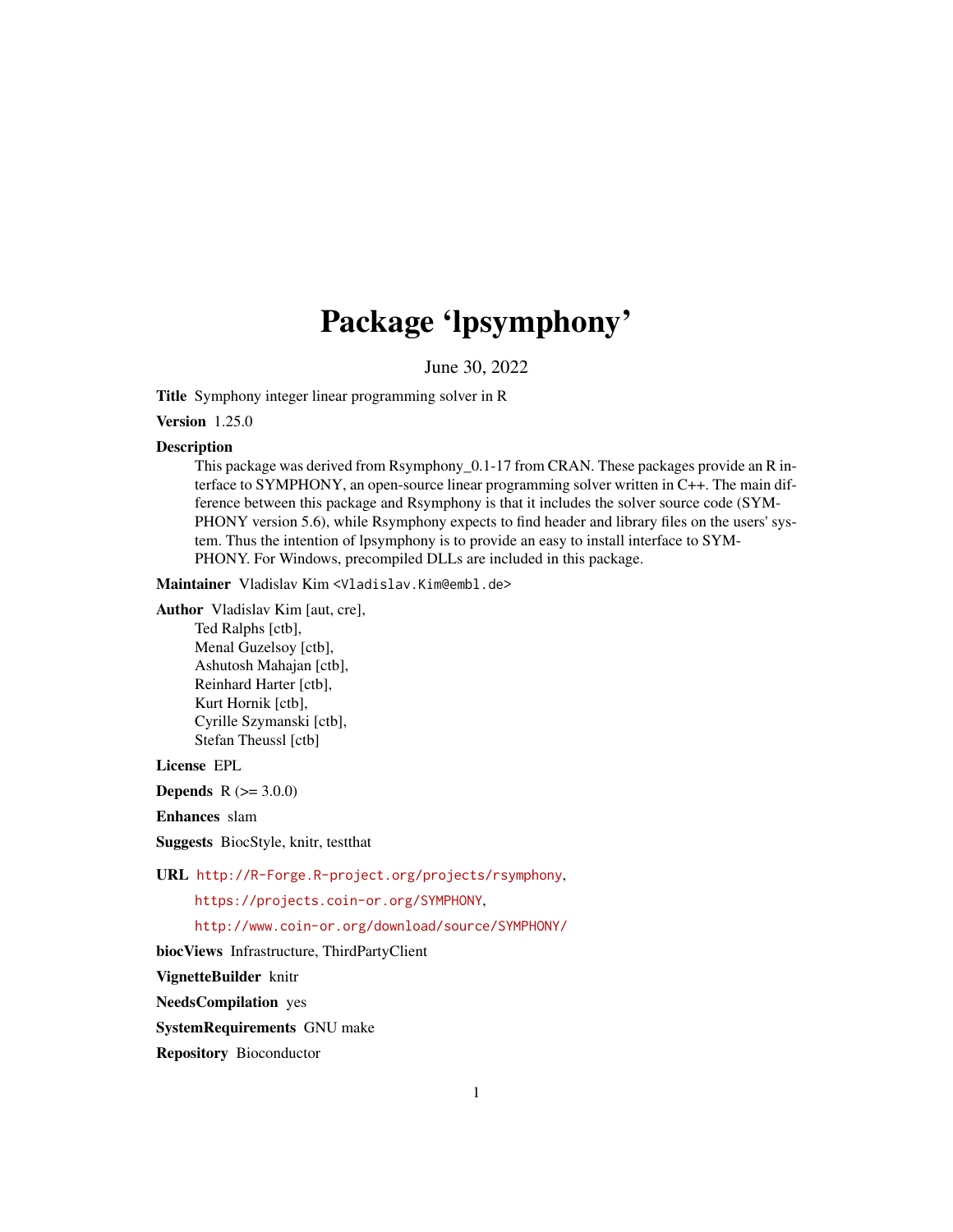# Package 'lpsymphony'

June 30, 2022

**Title** Symphony integer linear programming solver in R

**Version** 1.25.0

**Description**
This package was derived from Rsymphony_0.1-17 from CRAN. These packages provide an R interface to SYMPHONY, an open-source linear programming solver written in C++. The main difference between this package and Rsymphony is that it includes the solver source code (SYMPHONY version 5.6), while Rsymphony expects to find header and library files on the users' system. Thus the intention of lpsymphony is to provide an easy to install interface to SYMPHONY. For Windows, precompiled DLLs are included in this package.

**Maintainer** Vladislav Kim <Vladislav.Kim@embl.de>

**Author** Vladislav Kim [aut, cre],
Ted Ralphs [ctb],
Menal Guzelsoy [ctb],
Ashutosh Mahajan [ctb],
Reinhard Harter [ctb],
Kurt Hornik [ctb],
Cyrille Szymanski [ctb],
Stefan Theussl [ctb]

**License** EPL

**Depends** R (>= 3.0.0)

**Enhances** slam

**Suggests** BiocStyle, knitr, testthat

**URL** http://R-Forge.R-project.org/projects/rsymphony,
https://projects.coin-or.org/SYMPHONY,
http://www.coin-or.org/download/source/SYMPHONY/

**biocViews** Infrastructure, ThirdPartyClient

**VignetteBuilder** knitr

**NeedsCompilation** yes

**SystemRequirements** GNU make

**Repository** Bioconductor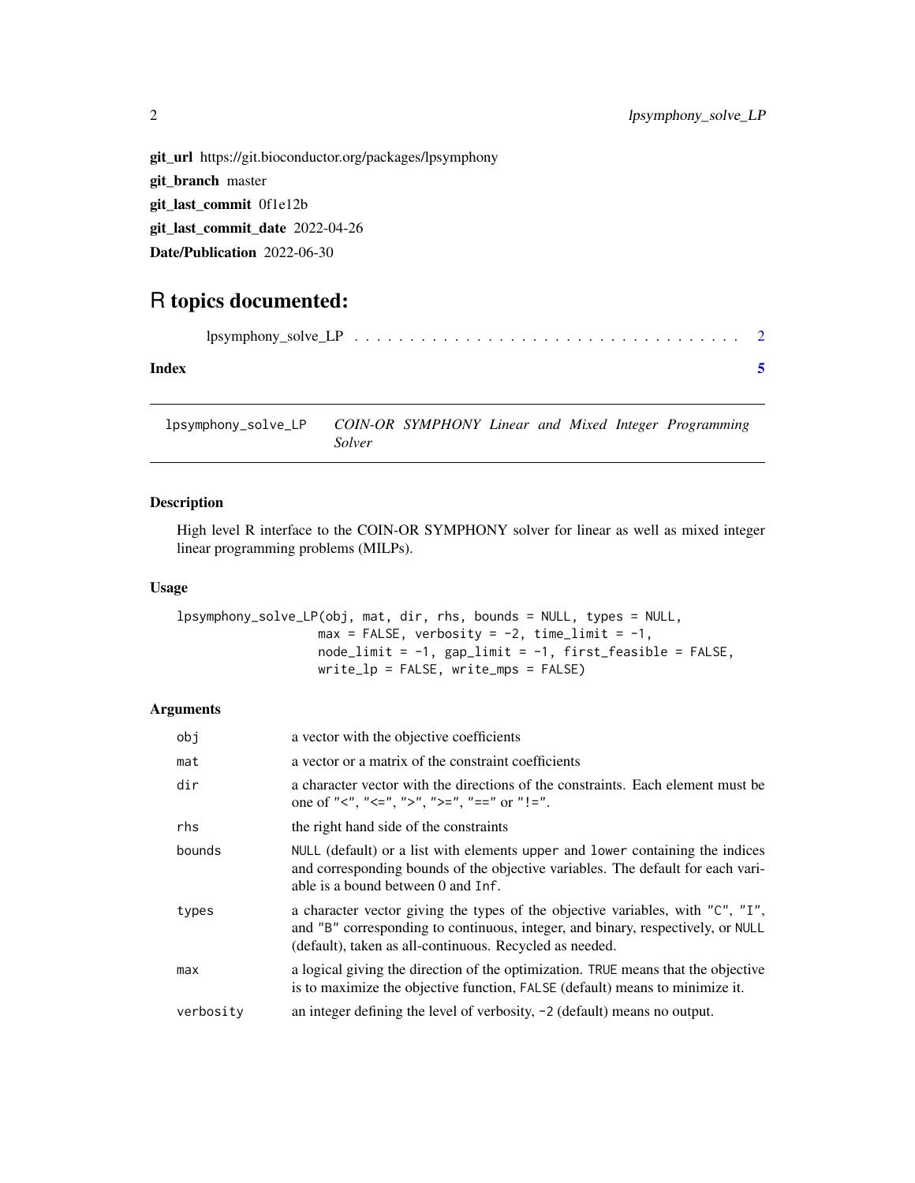**git_url** https://git.bioconductor.org/packages/lpsymphony

**git_branch** master

**git_last_commit** 0f1e12b

**git_last_commit_date** 2022-04-26

**Date/Publication** 2022-06-30

# R topics documented:

lpsymphony_solve_LP . . . . . . . . . . . . . . . . . . . . . . . . . . . . . . . . . 2

**Index** 5

---

`lpsymphony_solve_LP` *COIN-OR SYMPHONY Linear and Mixed Integer Programming Solver*

---

### Description

High level R interface to the COIN-OR SYMPHONY solver for linear as well as mixed integer linear programming problems (MILPs).

### Usage

```
lpsymphony_solve_LP(obj, mat, dir, rhs, bounds = NULL, types = NULL,
                    max = FALSE, verbosity = -2, time_limit = -1,
                    node_limit = -1, gap_limit = -1, first_feasible = FALSE,
                    write_lp = FALSE, write_mps = FALSE)
```

### Arguments

| | |
|---|---|
| `obj` | a vector with the objective coefficients |
| `mat` | a vector or a matrix of the constraint coefficients |
| `dir` | a character vector with the directions of the constraints. Each element must be one of `"<"`, `"<="`, `">"`, `">="`, `"=="` or `"!="`. |
| `rhs` | the right hand side of the constraints |
| `bounds` | `NULL` (default) or a list with elements `upper` and `lower` containing the indices and corresponding bounds of the objective variables. The default for each variable is a bound between 0 and `Inf`. |
| `types` | a character vector giving the types of the objective variables, with `"C"`, `"I"`, and `"B"` corresponding to continuous, integer, and binary, respectively, or `NULL` (default), taken as all-continuous. Recycled as needed. |
| `max` | a logical giving the direction of the optimization. `TRUE` means that the objective is to maximize the objective function, `FALSE` (default) means to minimize it. |
| `verbosity` | an integer defining the level of verbosity, `-2` (default) means no output. |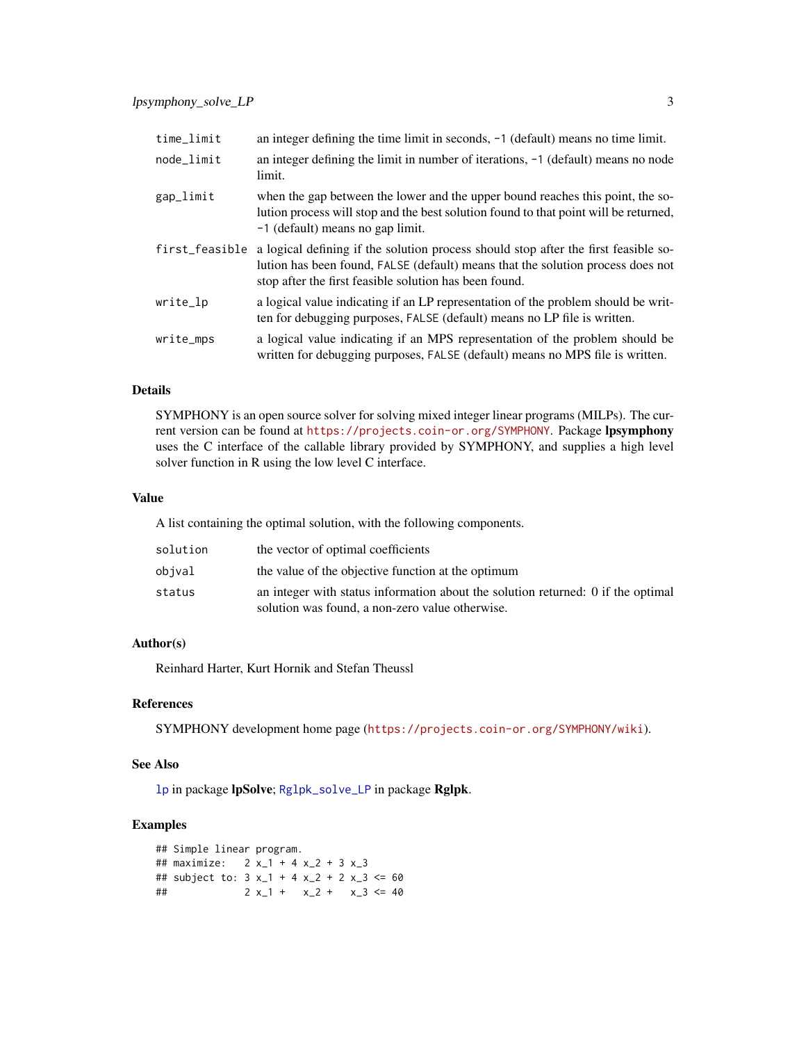| | |
|---|---|
| `time_limit` | an integer defining the time limit in seconds, `-1` (default) means no time limit. |
| `node_limit` | an integer defining the limit in number of iterations, `-1` (default) means no node limit. |
| `gap_limit` | when the gap between the lower and the upper bound reaches this point, the solution process will stop and the best solution found to that point will be returned, `-1` (default) means no gap limit. |
| `first_feasible` | a logical defining if the solution process should stop after the first feasible solution has been found, `FALSE` (default) means that the solution process does not stop after the first feasible solution has been found. |
| `write_lp` | a logical value indicating if an LP representation of the problem should be written for debugging purposes, `FALSE` (default) means no LP file is written. |
| `write_mps` | a logical value indicating if an MPS representation of the problem should be written for debugging purposes, `FALSE` (default) means no MPS file is written. |

## Details

SYMPHONY is an open source solver for solving mixed integer linear programs (MILPs). The current version can be found at https://projects.coin-or.org/SYMPHONY. Package **lpsymphony** uses the C interface of the callable library provided by SYMPHONY, and supplies a high level solver function in R using the low level C interface.

## Value

A list containing the optimal solution, with the following components.

| | |
|---|---|
| `solution` | the vector of optimal coefficients |
| `objval` | the value of the objective function at the optimum |
| `status` | an integer with status information about the solution returned: 0 if the optimal solution was found, a non-zero value otherwise. |

## Author(s)

Reinhard Harter, Kurt Hornik and Stefan Theussl

## References

SYMPHONY development home page (https://projects.coin-or.org/SYMPHONY/wiki).

## See Also

`lp` in package **lpSolve**; `Rglpk_solve_LP` in package **Rglpk**.

## Examples

```
## Simple linear program.
## maximize:   2 x_1 + 4 x_2 + 3 x_3
## subject to: 3 x_1 + 4 x_2 + 2 x_3 <= 60
##             2 x_1 +   x_2 +   x_3 <= 40
```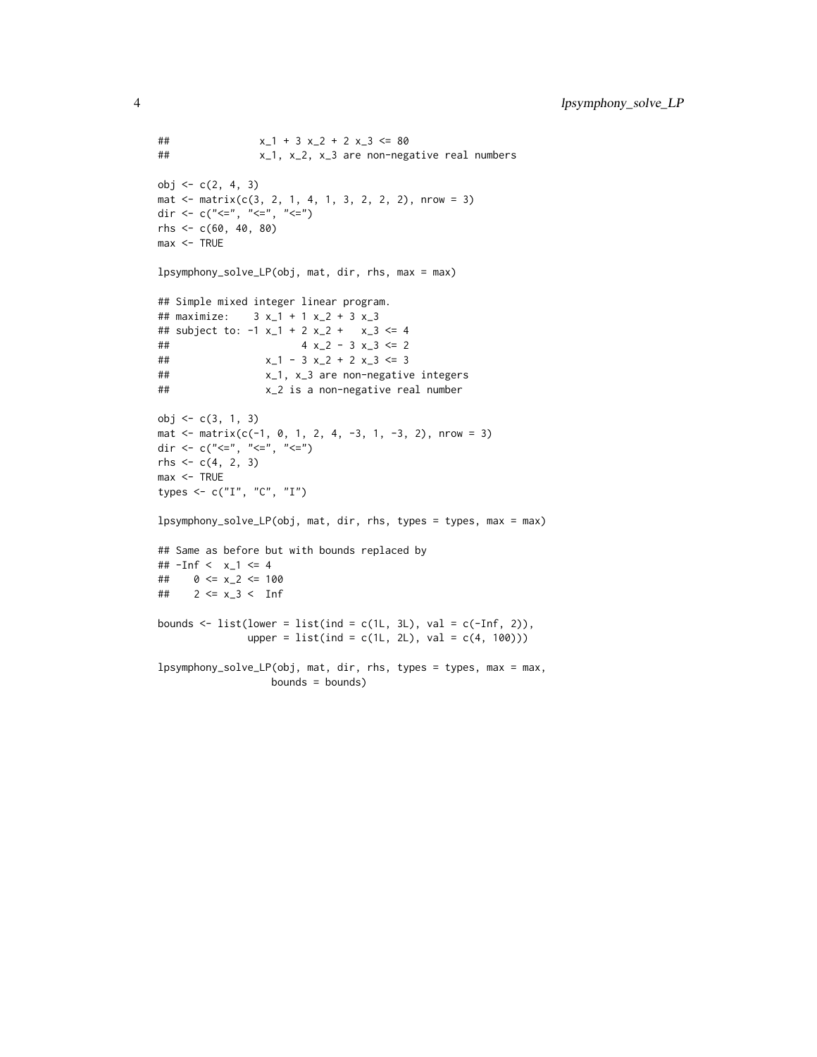```
##               x_1 + 3 x_2 + 2 x_3 <= 80
##               x_1, x_2, x_3 are non-negative real numbers

obj <- c(2, 4, 3)
mat <- matrix(c(3, 2, 1, 4, 1, 3, 2, 2, 2), nrow = 3)
dir <- c("<=", "<=", "<=")
rhs <- c(60, 40, 80)
max <- TRUE

lpsymphony_solve_LP(obj, mat, dir, rhs, max = max)

## Simple mixed integer linear program.
## maximize:    3 x_1 + 1 x_2 + 3 x_3
## subject to: -1 x_1 + 2 x_2 +   x_3 <= 4
##                      4 x_2 - 3 x_3 <= 2
##                x_1 - 3 x_2 + 2 x_3 <= 3
##                x_1, x_3 are non-negative integers
##                x_2 is a non-negative real number

obj <- c(3, 1, 3)
mat <- matrix(c(-1, 0, 1, 2, 4, -3, 1, -3, 2), nrow = 3)
dir <- c("<=", "<=", "<=")
rhs <- c(4, 2, 3)
max <- TRUE
types <- c("I", "C", "I")

lpsymphony_solve_LP(obj, mat, dir, rhs, types = types, max = max)

## Same as before but with bounds replaced by
## -Inf <  x_1 <= 4
##    0 <= x_2 <= 100
##    2 <= x_3 <  Inf

bounds <- list(lower = list(ind = c(1L, 3L), val = c(-Inf, 2)),
               upper = list(ind = c(1L, 2L), val = c(4, 100)))

lpsymphony_solve_LP(obj, mat, dir, rhs, types = types, max = max,
                    bounds = bounds)
```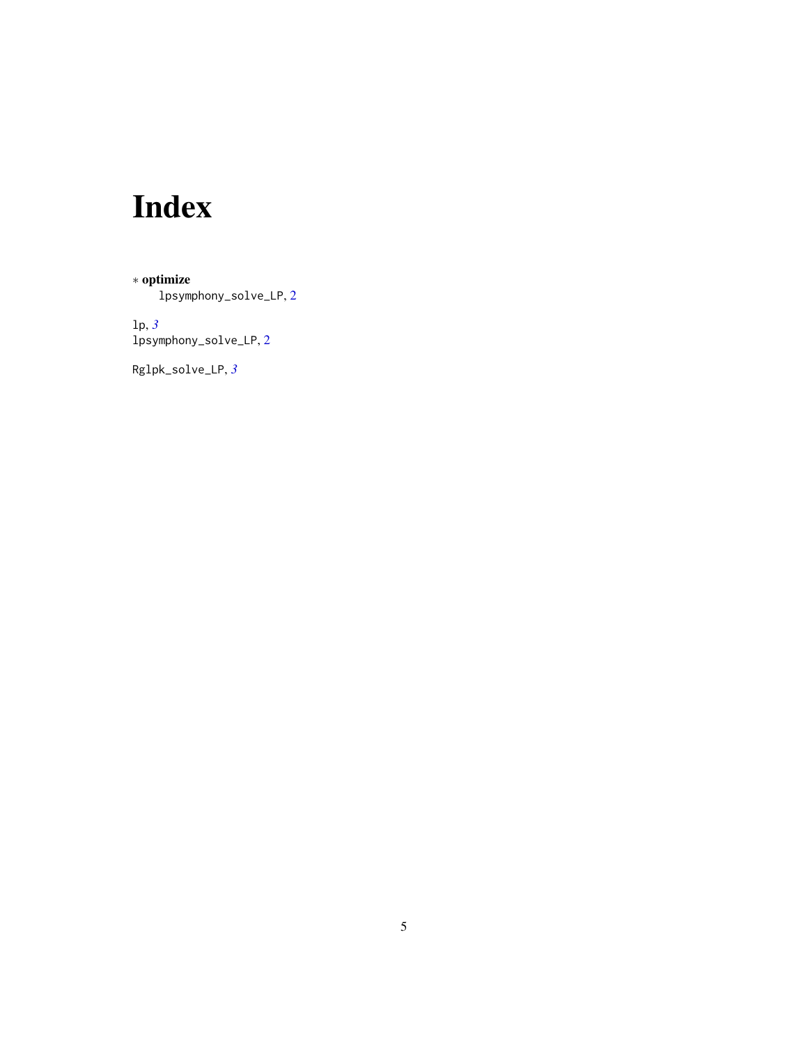# Index

∗ **optimize**
    `lpsymphony_solve_LP`, 2

`lp`, *3*
`lpsymphony_solve_LP`, 2

`Rglpk_solve_LP`, *3*